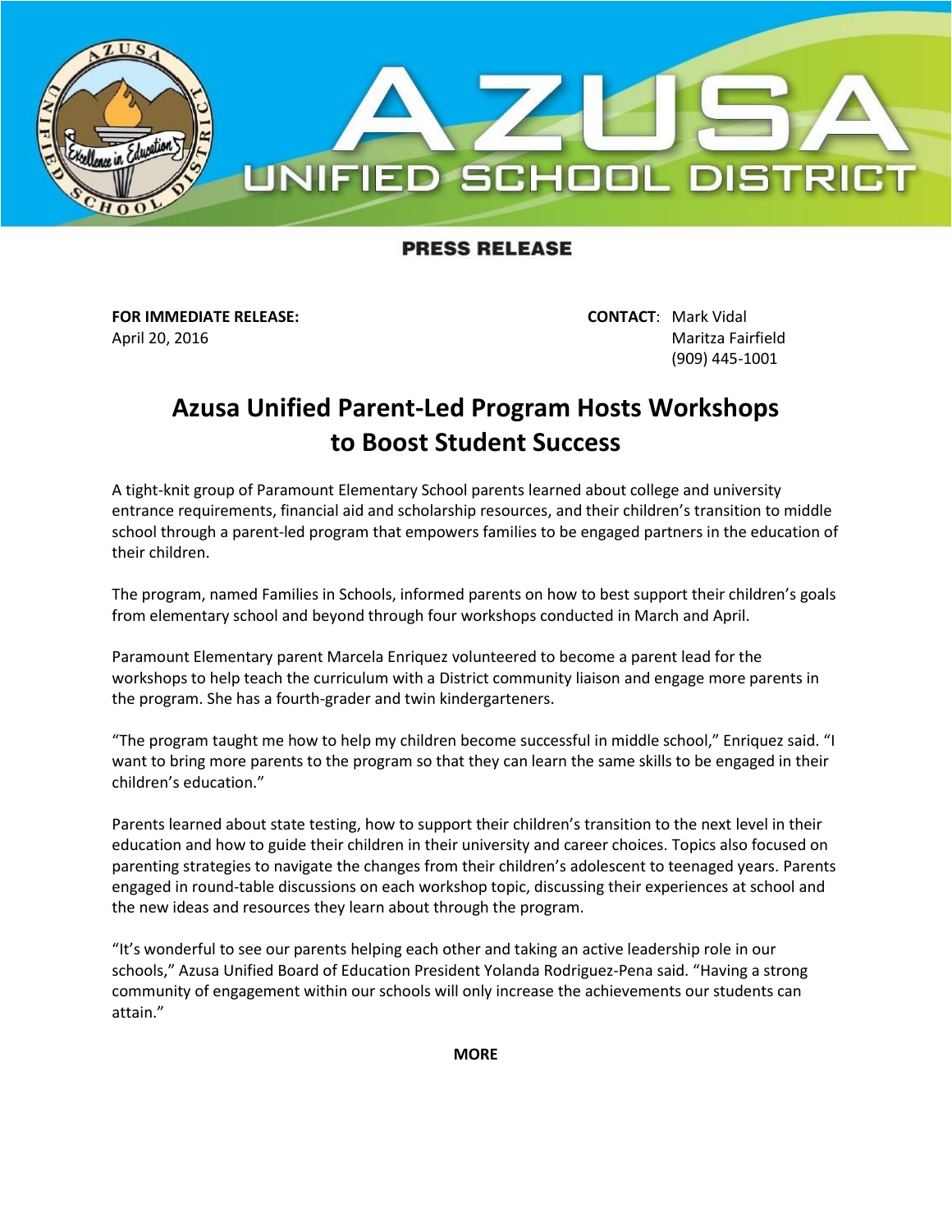# AZUSA UNIFIED SCHOOL DISTRICT

**PRESS RELEASE**

**FOR IMMEDIATE RELEASE:**
April 20, 2016

**CONTACT**: Mark Vidal
Maritza Fairfield
(909) 445-1001

## Azusa Unified Parent-Led Program Hosts Workshops to Boost Student Success

A tight-knit group of Paramount Elementary School parents learned about college and university entrance requirements, financial aid and scholarship resources, and their children's transition to middle school through a parent-led program that empowers families to be engaged partners in the education of their children.

The program, named Families in Schools, informed parents on how to best support their children's goals from elementary school and beyond through four workshops conducted in March and April.

Paramount Elementary parent Marcela Enriquez volunteered to become a parent lead for the workshops to help teach the curriculum with a District community liaison and engage more parents in the program. She has a fourth-grader and twin kindergarteners.

"The program taught me how to help my children become successful in middle school," Enriquez said. "I want to bring more parents to the program so that they can learn the same skills to be engaged in their children's education."

Parents learned about state testing, how to support their children's transition to the next level in their education and how to guide their children in their university and career choices. Topics also focused on parenting strategies to navigate the changes from their children's adolescent to teenaged years. Parents engaged in round-table discussions on each workshop topic, discussing their experiences at school and the new ideas and resources they learn about through the program.

"It's wonderful to see our parents helping each other and taking an active leadership role in our schools," Azusa Unified Board of Education President Yolanda Rodriguez-Pena said. "Having a strong community of engagement within our schools will only increase the achievements our students can attain."

**MORE**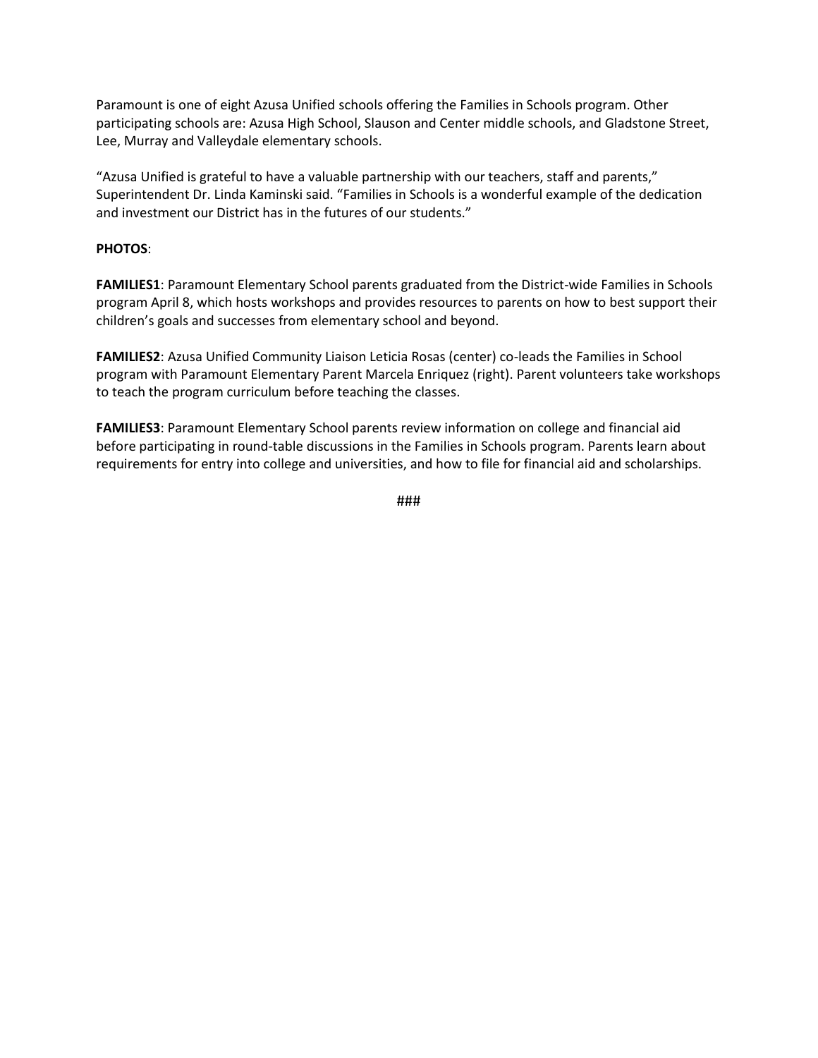Paramount is one of eight Azusa Unified schools offering the Families in Schools program. Other participating schools are: Azusa High School, Slauson and Center middle schools, and Gladstone Street, Lee, Murray and Valleydale elementary schools.

"Azusa Unified is grateful to have a valuable partnership with our teachers, staff and parents," Superintendent Dr. Linda Kaminski said. "Families in Schools is a wonderful example of the dedication and investment our District has in the futures of our students."

**PHOTOS**:

**FAMILIES1**: Paramount Elementary School parents graduated from the District-wide Families in Schools program April 8, which hosts workshops and provides resources to parents on how to best support their children's goals and successes from elementary school and beyond.

**FAMILIES2**: Azusa Unified Community Liaison Leticia Rosas (center) co-leads the Families in School program with Paramount Elementary Parent Marcela Enriquez (right). Parent volunteers take workshops to teach the program curriculum before teaching the classes.

**FAMILIES3**: Paramount Elementary School parents review information on college and financial aid before participating in round-table discussions in the Families in Schools program. Parents learn about requirements for entry into college and universities, and how to file for financial aid and scholarships.

###